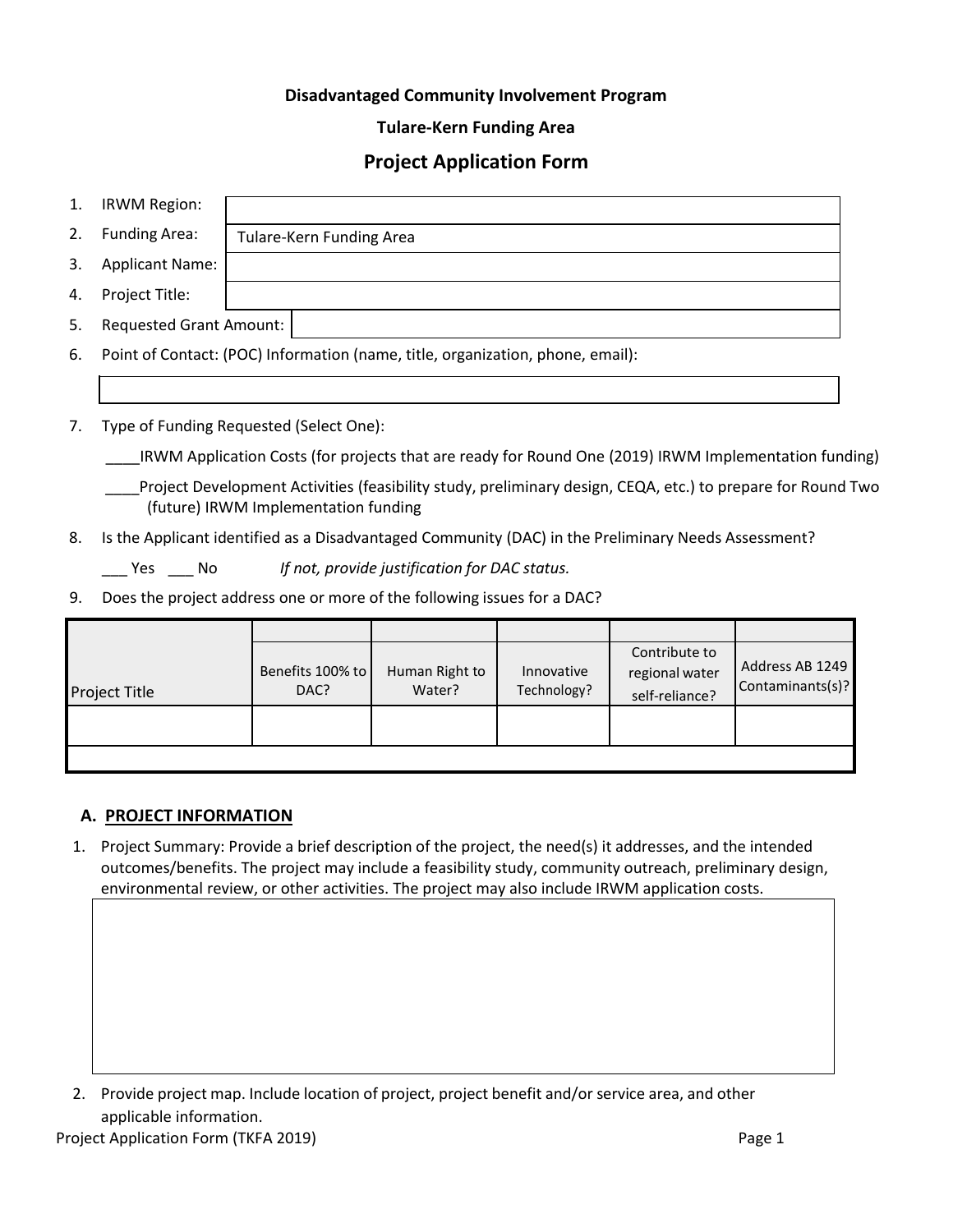**Disadvantaged Community Involvement Program**

**Tulare-Kern Funding Area**

## Project Application Form

1. IRWM Region:
2. Funding Area: Tulare-Kern Funding Area
3. Applicant Name:
4. Project Title:
5. Requested Grant Amount:
6. Point of Contact: (POC) Information (name, title, organization, phone, email):

7. Type of Funding Requested (Select One):

   ____IRWM Application Costs (for projects that are ready for Round One (2019) IRWM Implementation funding)

   ____Project Development Activities (feasibility study, preliminary design, CEQA, etc.) to prepare for Round Two (future) IRWM Implementation funding

8. Is the Applicant identified as a Disadvantaged Community (DAC) in the Preliminary Needs Assessment?

   ___ Yes ___ No *If not, provide justification for DAC status.*

9. Does the project address one or more of the following issues for a DAC?

| Project Title | Benefits 100% to DAC? | Human Right to Water? | Innovative Technology? | Contribute to regional water self-reliance? | Address AB 1249 Contaminants(s)? |
|---|---|---|---|---|---|
| | | | | | |
| | | | | | |

### A. PROJECT INFORMATION

1. Project Summary: Provide a brief description of the project, the need(s) it addresses, and the intended outcomes/benefits. The project may include a feasibility study, community outreach, preliminary design, environmental review, or other activities. The project may also include IRWM application costs.

2. Provide project map. Include location of project, project benefit and/or service area, and other applicable information.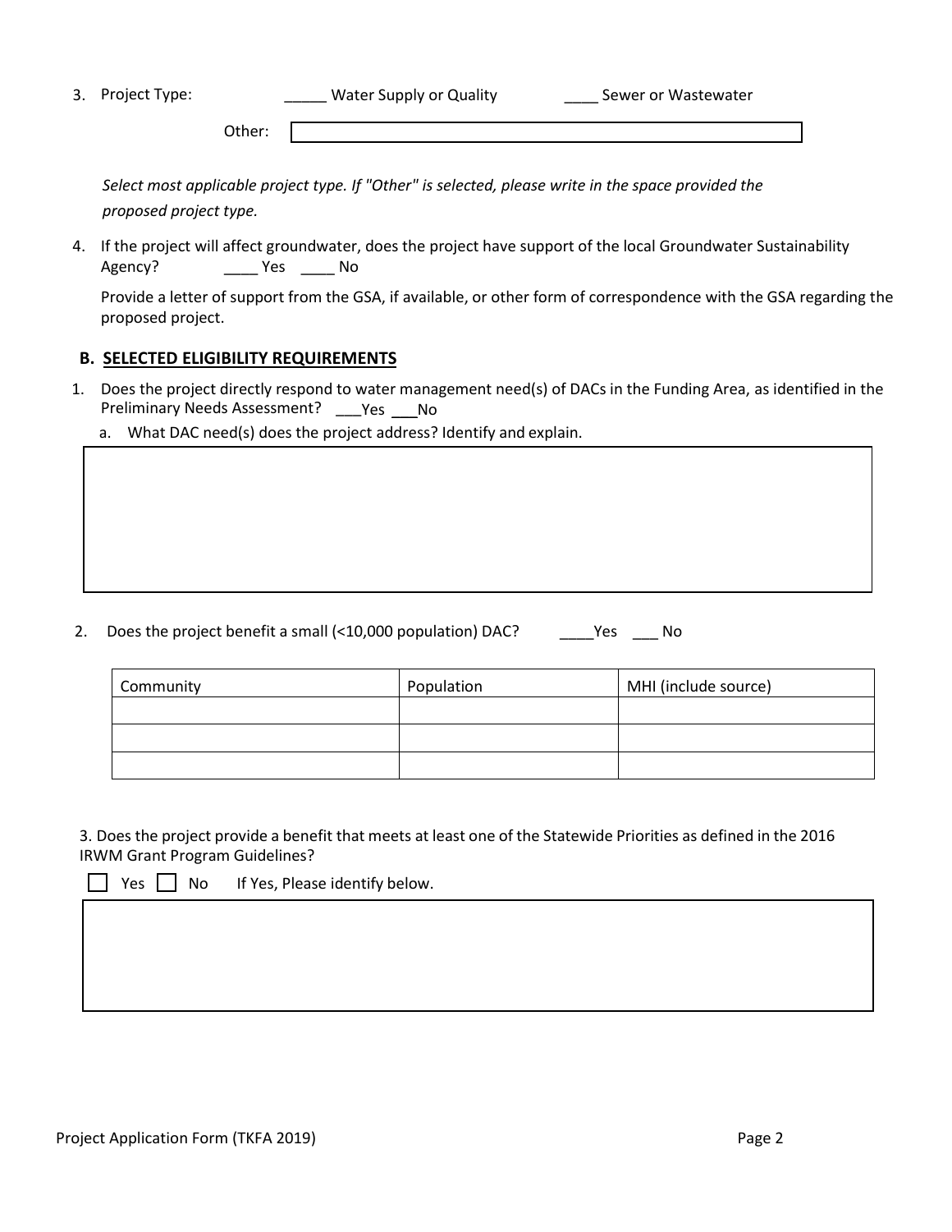3. Project Type: _____ Water Supply or Quality ____ Sewer or Wastewater

   Other:

   *Select most applicable project type. If "Other" is selected, please write in the space provided the proposed project type.*

4. If the project will affect groundwater, does the project have support of the local Groundwater Sustainability Agency? ____ Yes ____ No

   Provide a letter of support from the GSA, if available, or other form of correspondence with the GSA regarding the proposed project.

### B. SELECTED ELIGIBILITY REQUIREMENTS

1. Does the project directly respond to water management need(s) of DACs in the Funding Area, as identified in the Preliminary Needs Assessment? ___Yes ___No

   a. What DAC need(s) does the project address? Identify and explain.

2. Does the project benefit a small (<10,000 population) DAC? ____Yes ___ No

| Community | Population | MHI (include source) |
|---|---|---|
| | | |
| | | |
| | | |

3. Does the project provide a benefit that meets at least one of the Statewide Priorities as defined in the 2016 IRWM Grant Program Guidelines?

   ☐ Yes ☐ No If Yes, Please identify below.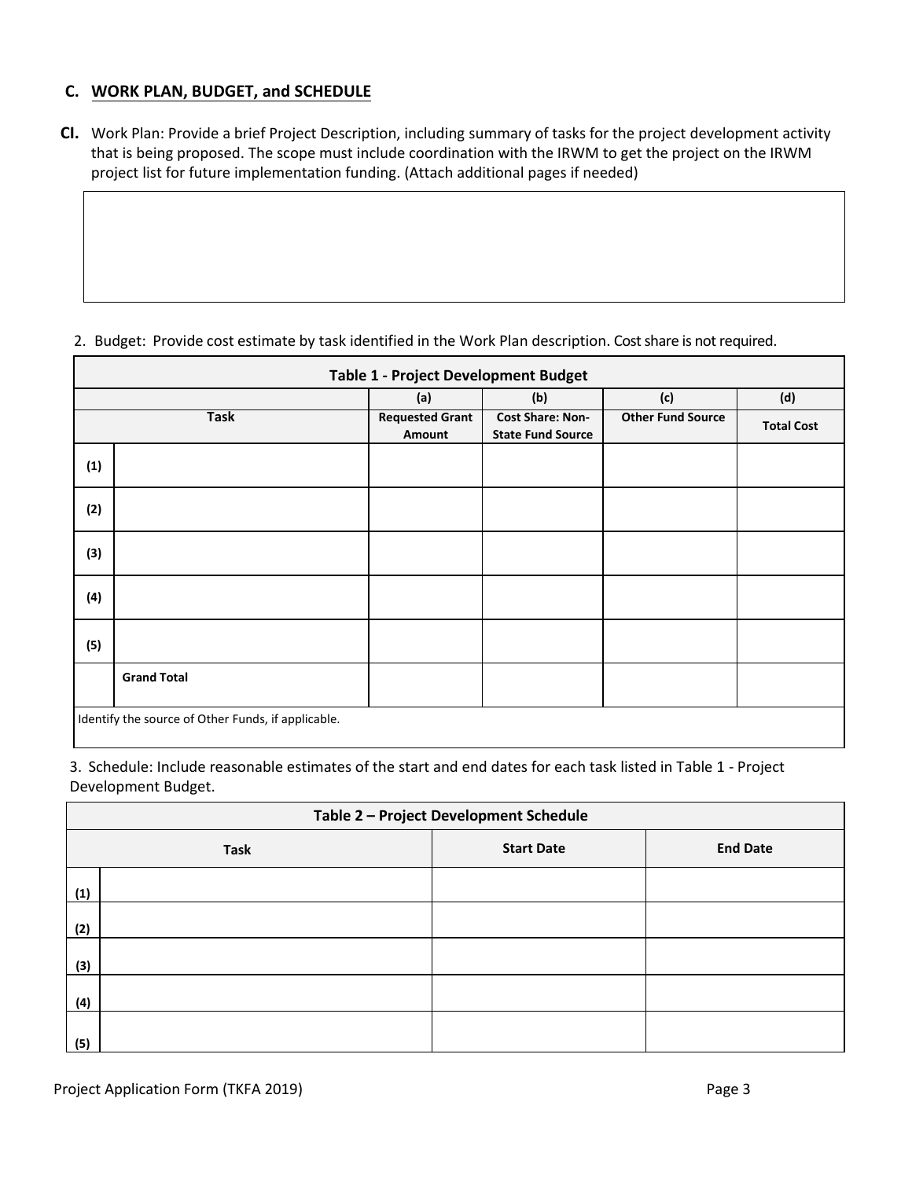## C. WORK PLAN, BUDGET, and SCHEDULE

**CI.** Work Plan: Provide a brief Project Description, including summary of tasks for the project development activity that is being proposed. The scope must include coordination with the IRWM to get the project on the IRWM project list for future implementation funding. (Attach additional pages if needed)

| |
|---|
| |

2. Budget: Provide cost estimate by task identified in the Work Plan description. Cost share is not required.

| Table 1 - Project Development Budget | | | | | |
|---|---|---|---|---|---|
| | | (a) | (b) | (c) | (d) |
| Task | | Requested Grant Amount | Cost Share: Non-State Fund Source | Other Fund Source | Total Cost |
| (1) | | | | | |
| (2) | | | | | |
| (3) | | | | | |
| (4) | | | | | |
| (5) | | | | | |
| | **Grand Total** | | | | |
| Identify the source of Other Funds, if applicable. | | | | | |

3. Schedule: Include reasonable estimates of the start and end dates for each task listed in Table 1 - Project Development Budget.

| Table 2 – Project Development Schedule | | | |
|---|---|---|---|
| Task | | Start Date | End Date |
| (1) | | | |
| (2) | | | |
| (3) | | | |
| (4) | | | |
| (5) | | | |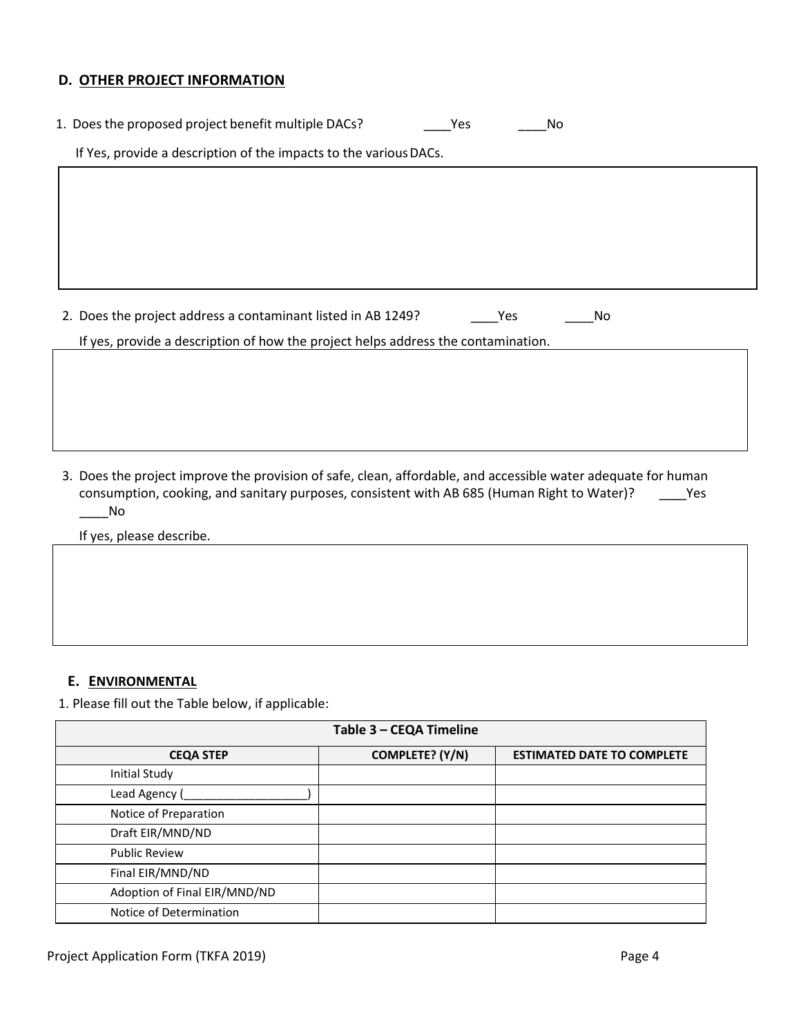## D. OTHER PROJECT INFORMATION

1. Does the proposed project benefit multiple DACs? ____Yes ____No

   If Yes, provide a description of the impacts to the various DACs.

2. Does the project address a contaminant listed in AB 1249? ____Yes ____No

   If yes, provide a description of how the project helps address the contamination.

3. Does the project improve the provision of safe, clean, affordable, and accessible water adequate for human consumption, cooking, and sanitary purposes, consistent with AB 685 (Human Right to Water)? ____Yes ____No

   If yes, please describe.

## E. ENVIRONMENTAL

1. Please fill out the Table below, if applicable:

| Table 3 – CEQA Timeline | | |
|---|---|---|
| **CEQA STEP** | **COMPLETE? (Y/N)** | **ESTIMATED DATE TO COMPLETE** |
| Initial Study | | |
| Lead Agency (__________________) | | |
| Notice of Preparation | | |
| Draft EIR/MND/ND | | |
| Public Review | | |
| Final EIR/MND/ND | | |
| Adoption of Final EIR/MND/ND | | |
| Notice of Determination | | |

Project Application Form (TKFA 2019)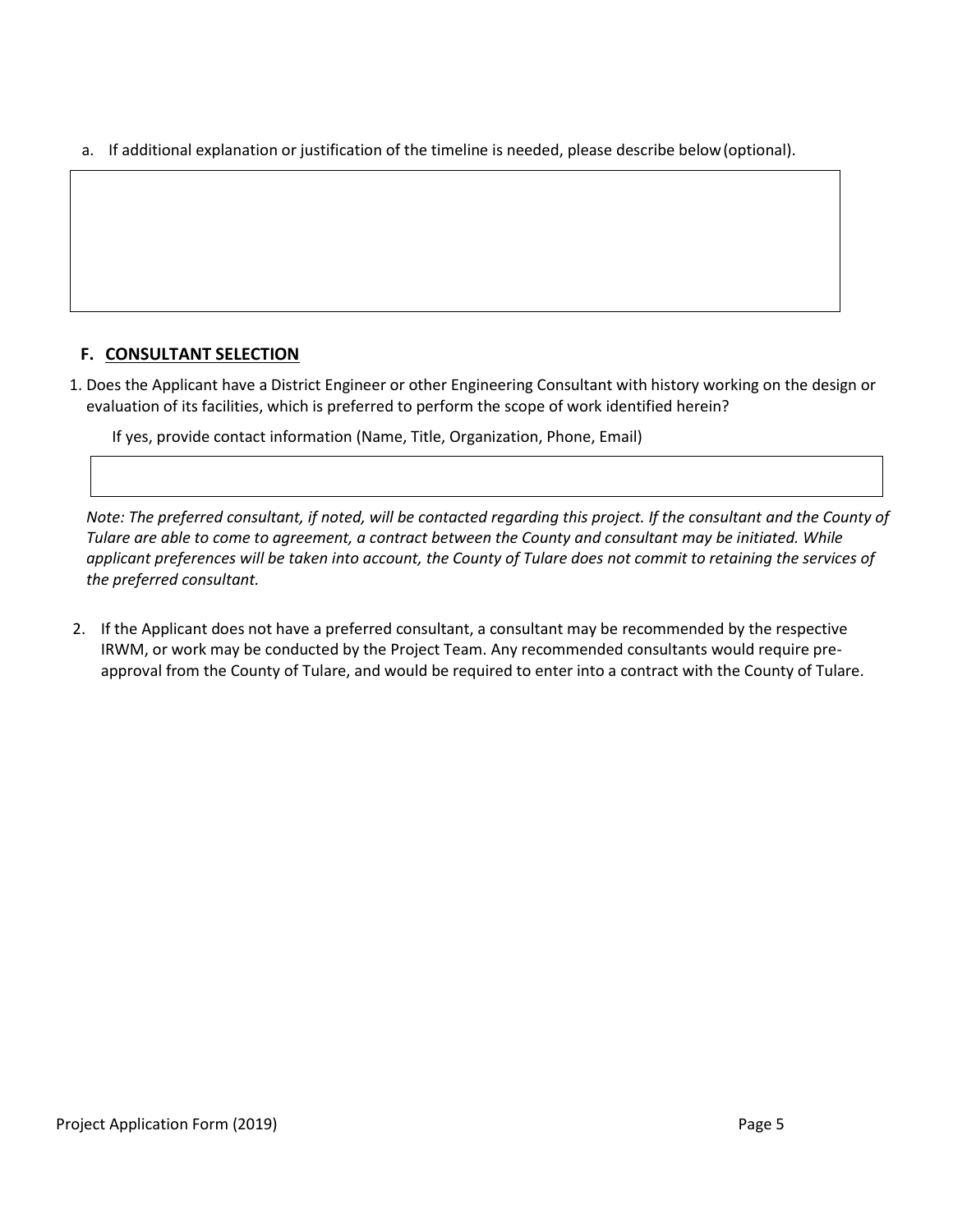a. If additional explanation or justification of the timeline is needed, please describe below (optional).

## F. CONSULTANT SELECTION

1. Does the Applicant have a District Engineer or other Engineering Consultant with history working on the design or evaluation of its facilities, which is preferred to perform the scope of work identified herein?

   If yes, provide contact information (Name, Title, Organization, Phone, Email)

   *Note: The preferred consultant, if noted, will be contacted regarding this project. If the consultant and the County of Tulare are able to come to agreement, a contract between the County and consultant may be initiated. While applicant preferences will be taken into account, the County of Tulare does not commit to retaining the services of the preferred consultant.*

2. If the Applicant does not have a preferred consultant, a consultant may be recommended by the respective IRWM, or work may be conducted by the Project Team. Any recommended consultants would require pre-approval from the County of Tulare, and would be required to enter into a contract with the County of Tulare.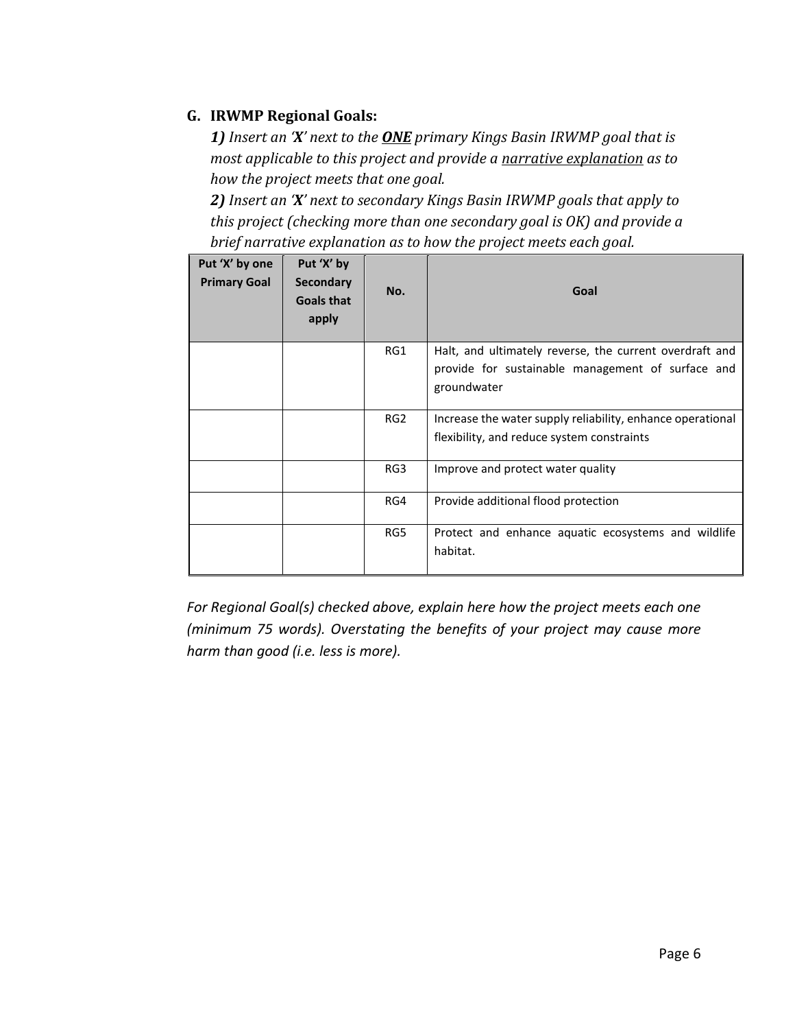## G. IRWMP Regional Goals:

***1)*** *Insert an '**X**' next to the **ONE** primary Kings Basin IRWMP goal that is most applicable to this project and provide a narrative explanation as to how the project meets that one goal.*

***2)*** *Insert an '**X**' next to secondary Kings Basin IRWMP goals that apply to this project (checking more than one secondary goal is OK) and provide a brief narrative explanation as to how the project meets each goal.*

| Put 'X' by one Primary Goal | Put 'X' by Secondary Goals that apply | No. | Goal |
|---|---|---|---|
| | | RG1 | Halt, and ultimately reverse, the current overdraft and provide for sustainable management of surface and groundwater |
| | | RG2 | Increase the water supply reliability, enhance operational flexibility, and reduce system constraints |
| | | RG3 | Improve and protect water quality |
| | | RG4 | Provide additional flood protection |
| | | RG5 | Protect and enhance aquatic ecosystems and wildlife habitat. |

*For Regional Goal(s) checked above, explain here how the project meets each one (minimum 75 words). Overstating the benefits of your project may cause more harm than good (i.e. less is more).*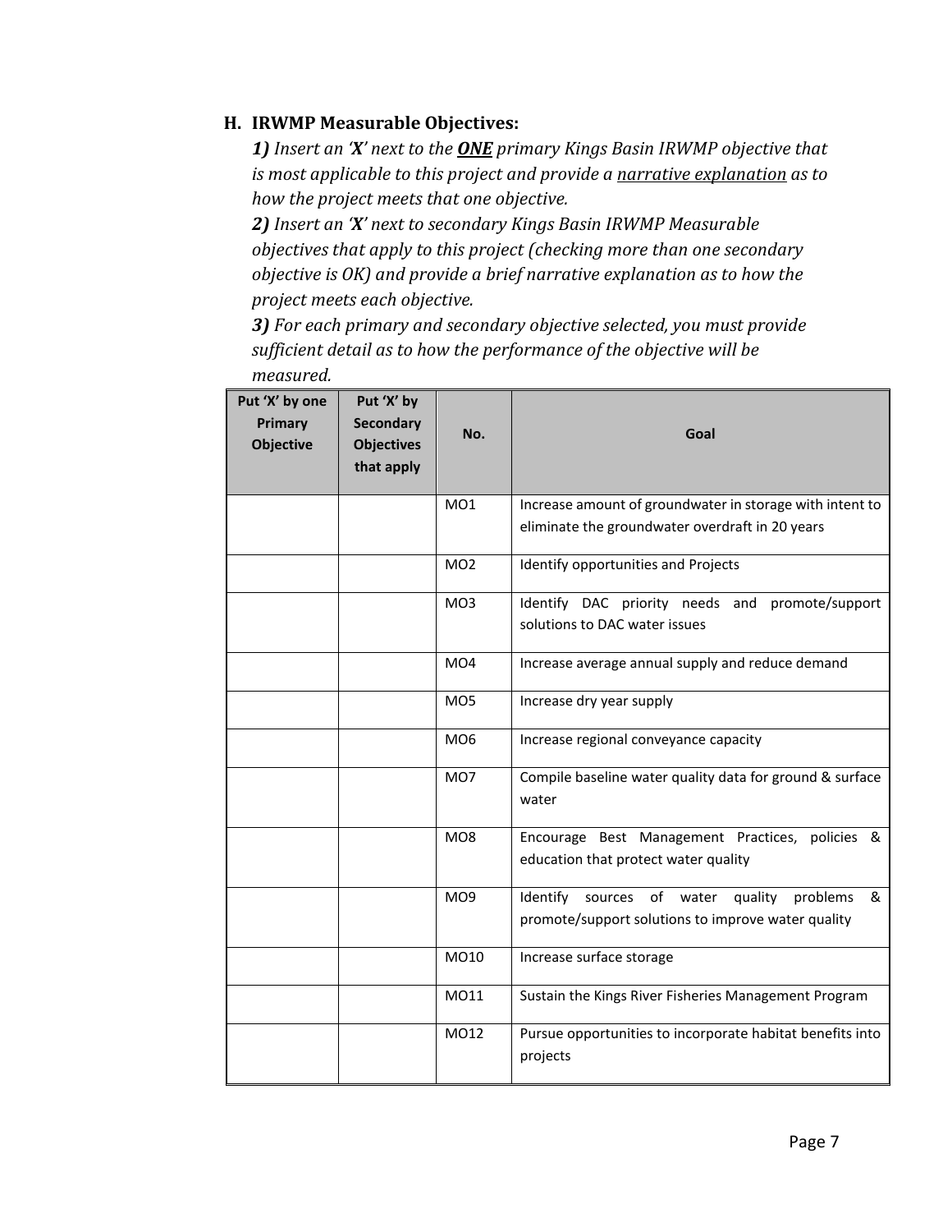## H. IRWMP Measurable Objectives:

***1)** Insert an '**X**' next to the **<u>ONE</u>** primary Kings Basin IRWMP objective that is most applicable to this project and provide a <u>narrative explanation</u> as to how the project meets that one objective.*

***2)** Insert an '**X**' next to secondary Kings Basin IRWMP Measurable objectives that apply to this project (checking more than one secondary objective is OK) and provide a brief narrative explanation as to how the project meets each objective.*

***3)** For each primary and secondary objective selected, you must provide sufficient detail as to how the performance of the objective will be measured.*

| Put 'X' by one Primary Objective | Put 'X' by Secondary Objectives that apply | No. | Goal |
|---|---|---|---|
| | | MO1 | Increase amount of groundwater in storage with intent to eliminate the groundwater overdraft in 20 years |
| | | MO2 | Identify opportunities and Projects |
| | | MO3 | Identify DAC priority needs and promote/support solutions to DAC water issues |
| | | MO4 | Increase average annual supply and reduce demand |
| | | MO5 | Increase dry year supply |
| | | MO6 | Increase regional conveyance capacity |
| | | MO7 | Compile baseline water quality data for ground & surface water |
| | | MO8 | Encourage Best Management Practices, policies & education that protect water quality |
| | | MO9 | Identify sources of water quality problems & promote/support solutions to improve water quality |
| | | MO10 | Increase surface storage |
| | | MO11 | Sustain the Kings River Fisheries Management Program |
| | | MO12 | Pursue opportunities to incorporate habitat benefits into projects |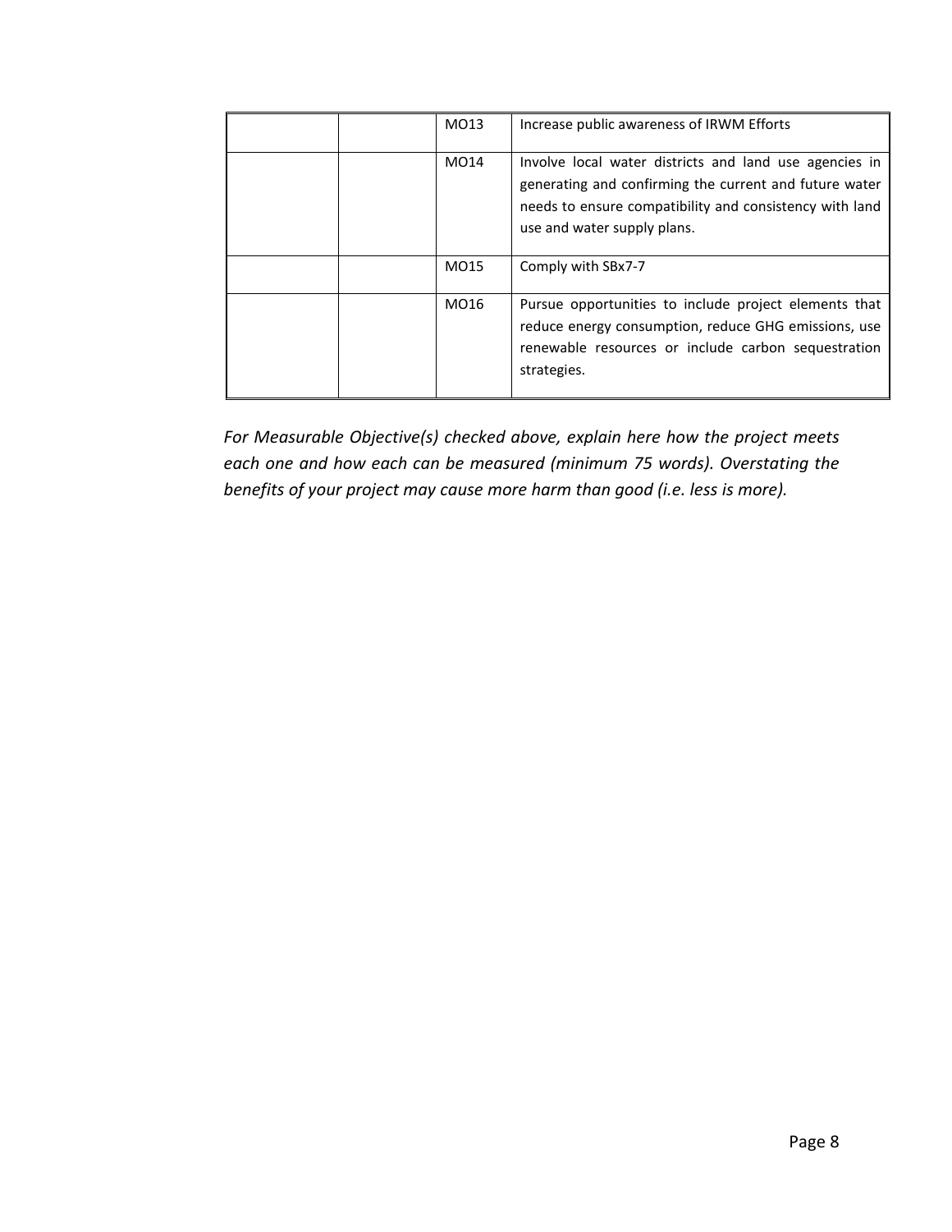| | | | |
|---|---|---|---|
| | | MO13 | Increase public awareness of IRWM Efforts |
| | | MO14 | Involve local water districts and land use agencies in generating and confirming the current and future water needs to ensure compatibility and consistency with land use and water supply plans. |
| | | MO15 | Comply with SBx7-7 |
| | | MO16 | Pursue opportunities to include project elements that reduce energy consumption, reduce GHG emissions, use renewable resources or include carbon sequestration strategies. |

*For Measurable Objective(s) checked above, explain here how the project meets each one and how each can be measured (minimum 75 words). Overstating the benefits of your project may cause more harm than good (i.e. less is more).*